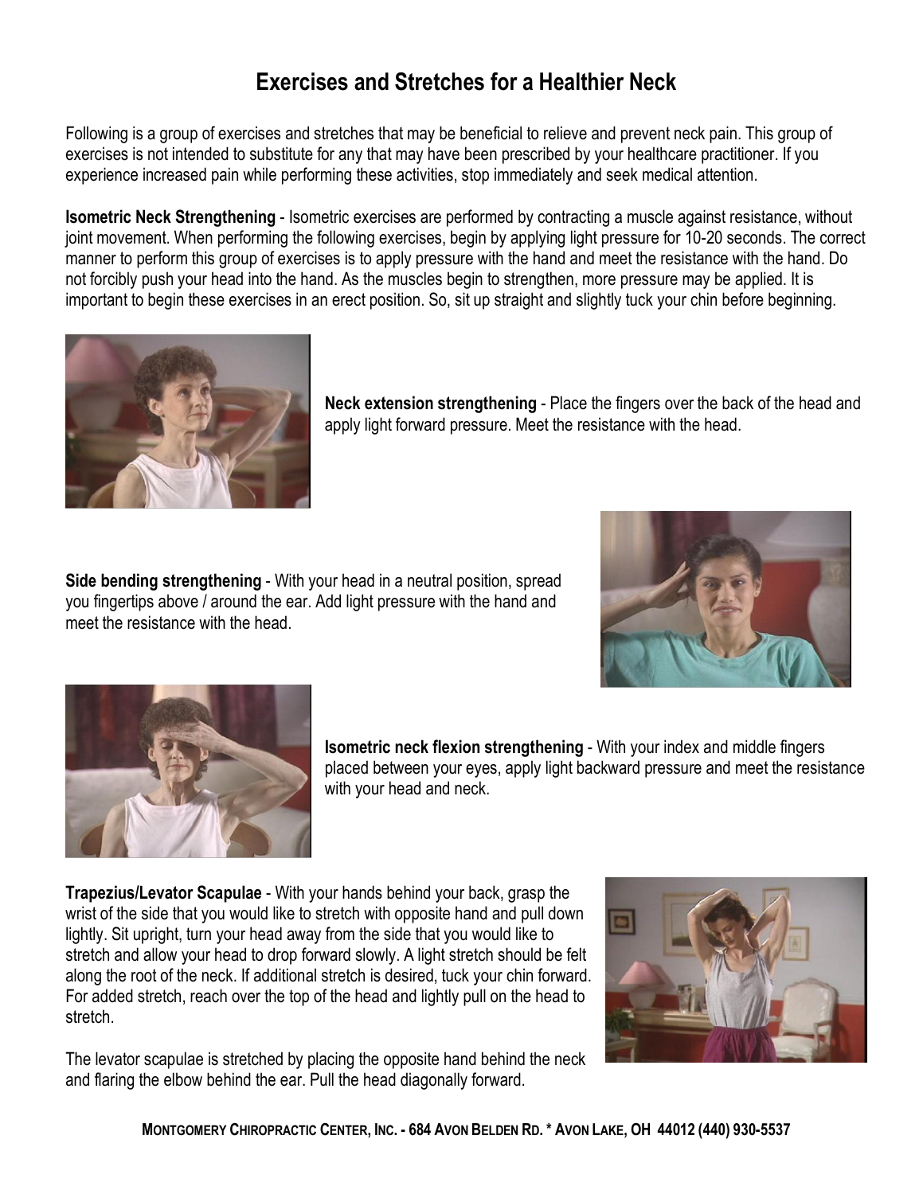# Exercises and Stretches for a Healthier Neck

Following is a group of exercises and stretches that may be beneficial to relieve and prevent neck pain. This group of exercises is not intended to substitute for any that may have been prescribed by your healthcare practitioner. If you experience increased pain while performing these activities, stop immediately and seek medical attention.

**Isometric Neck Strengthening** - Isometric exercises are performed by contracting a muscle against resistance, without joint movement. When performing the following exercises, begin by applying light pressure for 10-20 seconds. The correct manner to perform this group of exercises is to apply pressure with the hand and meet the resistance with the hand. Do not forcibly push your head into the hand. As the muscles begin to strengthen, more pressure may be applied. It is important to begin these exercises in an erect position. So, sit up straight and slightly tuck your chin before beginning.

**Neck extension strengthening** - Place the fingers over the back of the head and apply light forward pressure. Meet the resistance with the head.

**Side bending strengthening** - With your head in a neutral position, spread you fingertips above / around the ear. Add light pressure with the hand and meet the resistance with the head.

**Isometric neck flexion strengthening** - With your index and middle fingers placed between your eyes, apply light backward pressure and meet the resistance with your head and neck.

**Trapezius/Levator Scapulae** - With your hands behind your back, grasp the wrist of the side that you would like to stretch with opposite hand and pull down lightly. Sit upright, turn your head away from the side that you would like to stretch and allow your head to drop forward slowly. A light stretch should be felt along the root of the neck. If additional stretch is desired, tuck your chin forward. For added stretch, reach over the top of the head and lightly pull on the head to stretch.

The levator scapulae is stretched by placing the opposite hand behind the neck and flaring the elbow behind the ear. Pull the head diagonally forward.

MONTGOMERY CHIROPRACTIC CENTER, INC. - 684 AVON BELDEN RD. * AVON LAKE, OH 44012 (440) 930-5537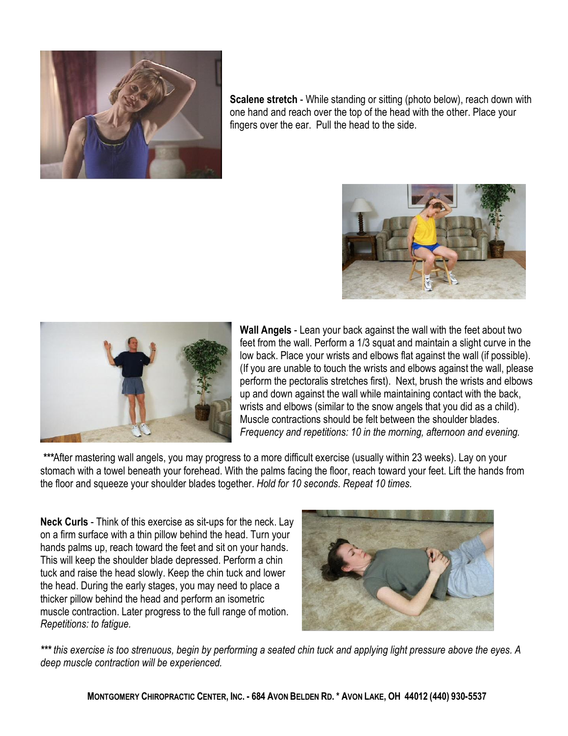**Scalene stretch** - While standing or sitting (photo below), reach down with one hand and reach over the top of the head with the other. Place your fingers over the ear. Pull the head to the side.

**Wall Angels** - Lean your back against the wall with the feet about two feet from the wall. Perform a 1/3 squat and maintain a slight curve in the low back. Place your wrists and elbows flat against the wall (if possible). (If you are unable to touch the wrists and elbows against the wall, please perform the pectoralis stretches first). Next, brush the wrists and elbows up and down against the wall while maintaining contact with the back, wrists and elbows (similar to the snow angels that you did as a child). Muscle contractions should be felt between the shoulder blades. *Frequency and repetitions: 10 in the morning, afternoon and evening.*

**\*\*\***After mastering wall angels, you may progress to a more difficult exercise (usually within 23 weeks). Lay on your stomach with a towel beneath your forehead. With the palms facing the floor, reach toward your feet. Lift the hands from the floor and squeeze your shoulder blades together. *Hold for 10 seconds. Repeat 10 times.*

**Neck Curls** - Think of this exercise as sit-ups for the neck. Lay on a firm surface with a thin pillow behind the head. Turn your hands palms up, reach toward the feet and sit on your hands. This will keep the shoulder blade depressed. Perform a chin tuck and raise the head slowly. Keep the chin tuck and lower the head. During the early stages, you may need to place a thicker pillow behind the head and perform an isometric muscle contraction. Later progress to the full range of motion. *Repetitions: to fatigue.*

*\*\*\* this exercise is too strenuous, begin by performing a seated chin tuck and applying light pressure above the eyes. A deep muscle contraction will be experienced.*

**MONTGOMERY CHIROPRACTIC CENTER, INC. - 684 AVON BELDEN RD. \* AVON LAKE, OH 44012 (440) 930-5537**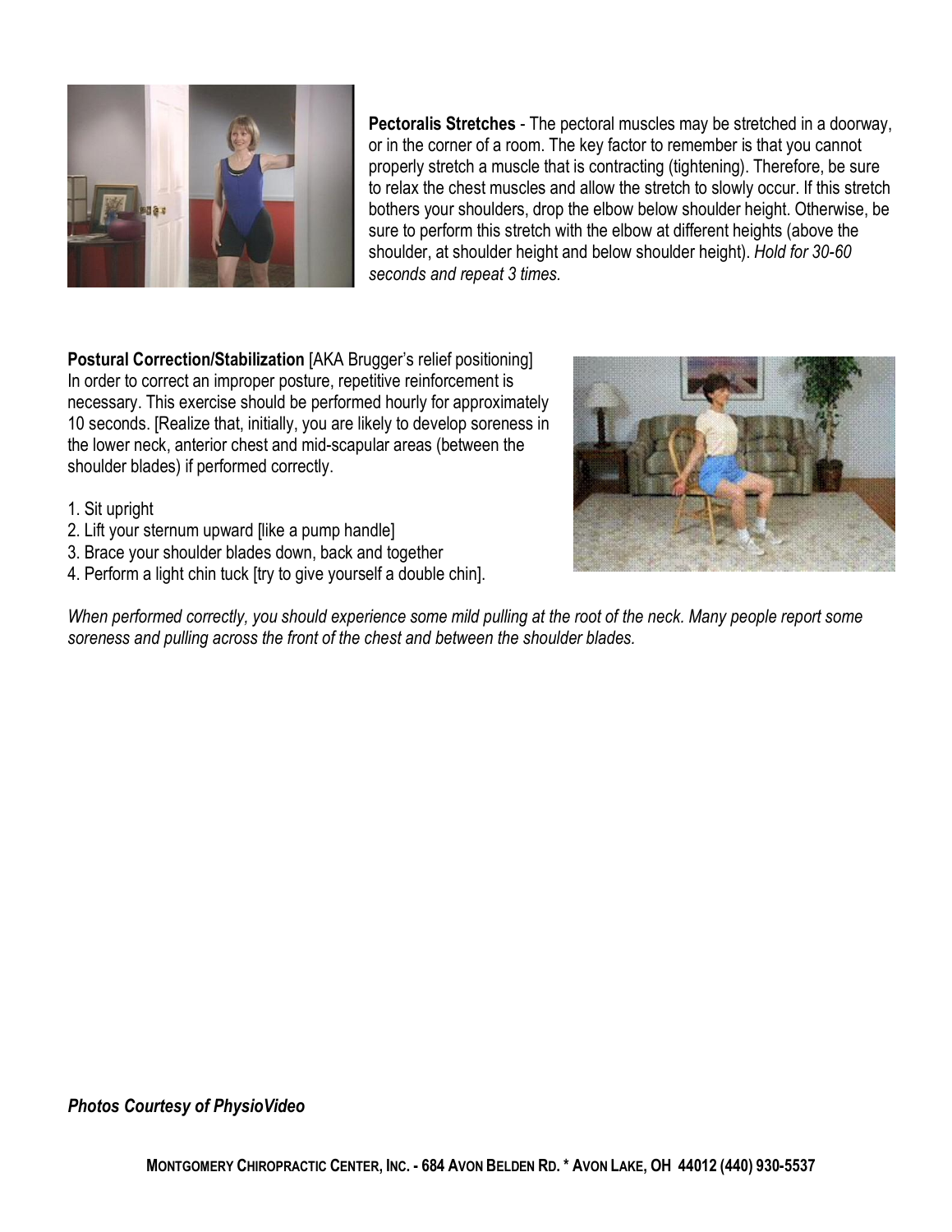**Pectoralis Stretches** - The pectoral muscles may be stretched in a doorway, or in the corner of a room. The key factor to remember is that you cannot properly stretch a muscle that is contracting (tightening). Therefore, be sure to relax the chest muscles and allow the stretch to slowly occur. If this stretch bothers your shoulders, drop the elbow below shoulder height. Otherwise, be sure to perform this stretch with the elbow at different heights (above the shoulder, at shoulder height and below shoulder height). *Hold for 30-60 seconds and repeat 3 times.*

**Postural Correction/Stabilization** [AKA Brugger's relief positioning] In order to correct an improper posture, repetitive reinforcement is necessary. This exercise should be performed hourly for approximately 10 seconds. [Realize that, initially, you are likely to develop soreness in the lower neck, anterior chest and mid-scapular areas (between the shoulder blades) if performed correctly.

1. Sit upright
2. Lift your sternum upward [like a pump handle]
3. Brace your shoulder blades down, back and together
4. Perform a light chin tuck [try to give yourself a double chin].

*When performed correctly, you should experience some mild pulling at the root of the neck. Many people report some soreness and pulling across the front of the chest and between the shoulder blades.*

***Photos Courtesy of PhysioVideo***

**MONTGOMERY CHIROPRACTIC CENTER, INC. - 684 AVON BELDEN RD. * AVON LAKE, OH 44012 (440) 930-5537**